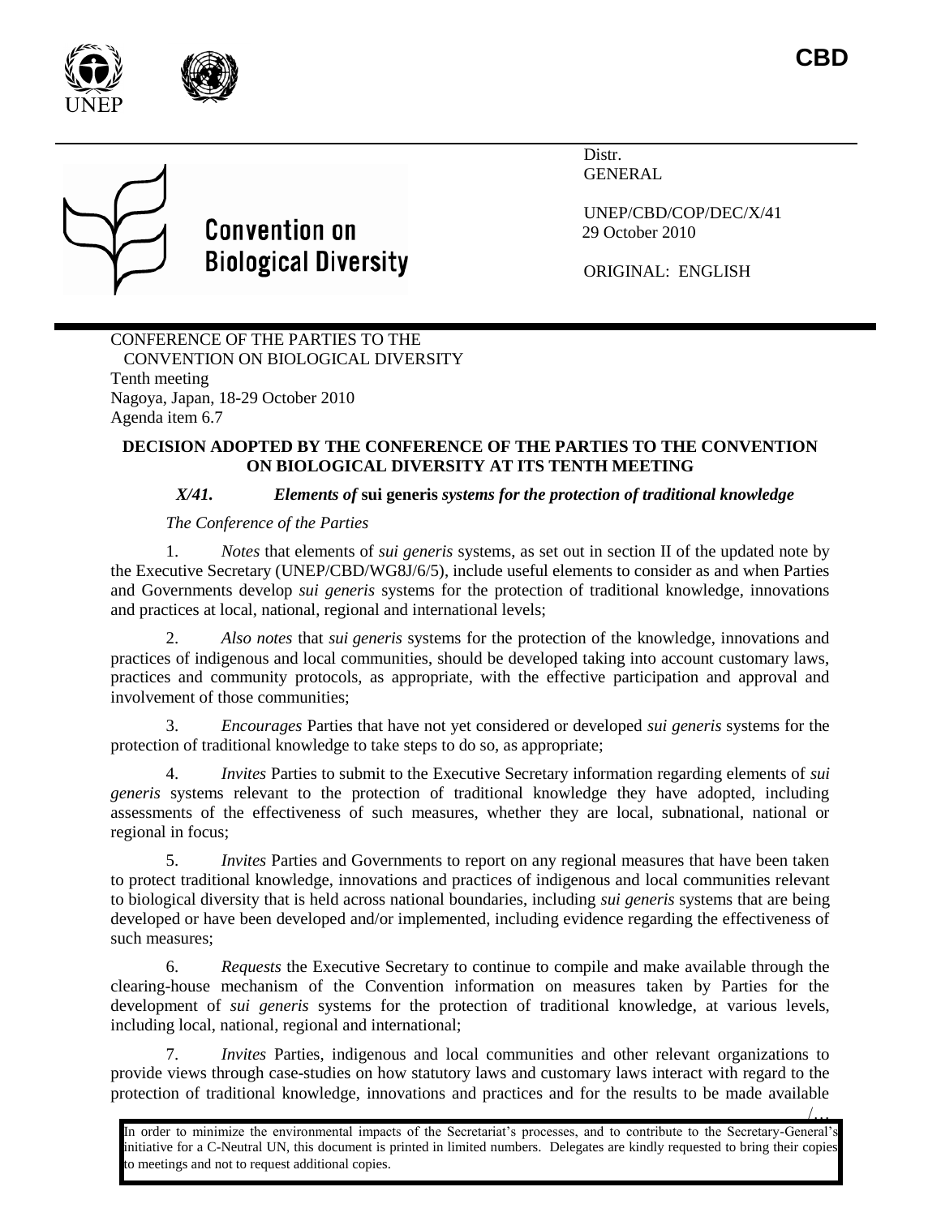**CBD**

UNEP

# Convention on Biological Diversity

Distr.
GENERAL

UNEP/CBD/COP/DEC/X/41
29 October 2010

ORIGINAL: ENGLISH

CONFERENCE OF THE PARTIES TO THE CONVENTION ON BIOLOGICAL DIVERSITY
Tenth meeting
Nagoya, Japan, 18-29 October 2010
Agenda item 6.7

## DECISION ADOPTED BY THE CONFERENCE OF THE PARTIES TO THE CONVENTION ON BIOLOGICAL DIVERSITY AT ITS TENTH MEETING

### *X/41. Elements of* **sui generis** *systems for the protection of traditional knowledge*

*The Conference of the Parties*

1. *Notes* that elements of *sui generis* systems, as set out in section II of the updated note by the Executive Secretary (UNEP/CBD/WG8J/6/5), include useful elements to consider as and when Parties and Governments develop *sui generis* systems for the protection of traditional knowledge, innovations and practices at local, national, regional and international levels;

2. *Also notes* that *sui generis* systems for the protection of the knowledge, innovations and practices of indigenous and local communities, should be developed taking into account customary laws, practices and community protocols, as appropriate, with the effective participation and approval and involvement of those communities;

3. *Encourages* Parties that have not yet considered or developed *sui generis* systems for the protection of traditional knowledge to take steps to do so, as appropriate;

4. *Invites* Parties to submit to the Executive Secretary information regarding elements of *sui generis* systems relevant to the protection of traditional knowledge they have adopted, including assessments of the effectiveness of such measures, whether they are local, subnational, national or regional in focus;

5. *Invites* Parties and Governments to report on any regional measures that have been taken to protect traditional knowledge, innovations and practices of indigenous and local communities relevant to biological diversity that is held across national boundaries, including *sui generis* systems that are being developed or have been developed and/or implemented, including evidence regarding the effectiveness of such measures;

6. *Requests* the Executive Secretary to continue to compile and make available through the clearing-house mechanism of the Convention information on measures taken by Parties for the development of *sui generis* systems for the protection of traditional knowledge, at various levels, including local, national, regional and international;

7. *Invites* Parties, indigenous and local communities and other relevant organizations to provide views through case-studies on how statutory laws and customary laws interact with regard to the protection of traditional knowledge, innovations and practices and for the results to be made available

/…

In order to minimize the environmental impacts of the Secretariat's processes, and to contribute to the Secretary-General's initiative for a C-Neutral UN, this document is printed in limited numbers. Delegates are kindly requested to bring their copies to meetings and not to request additional copies.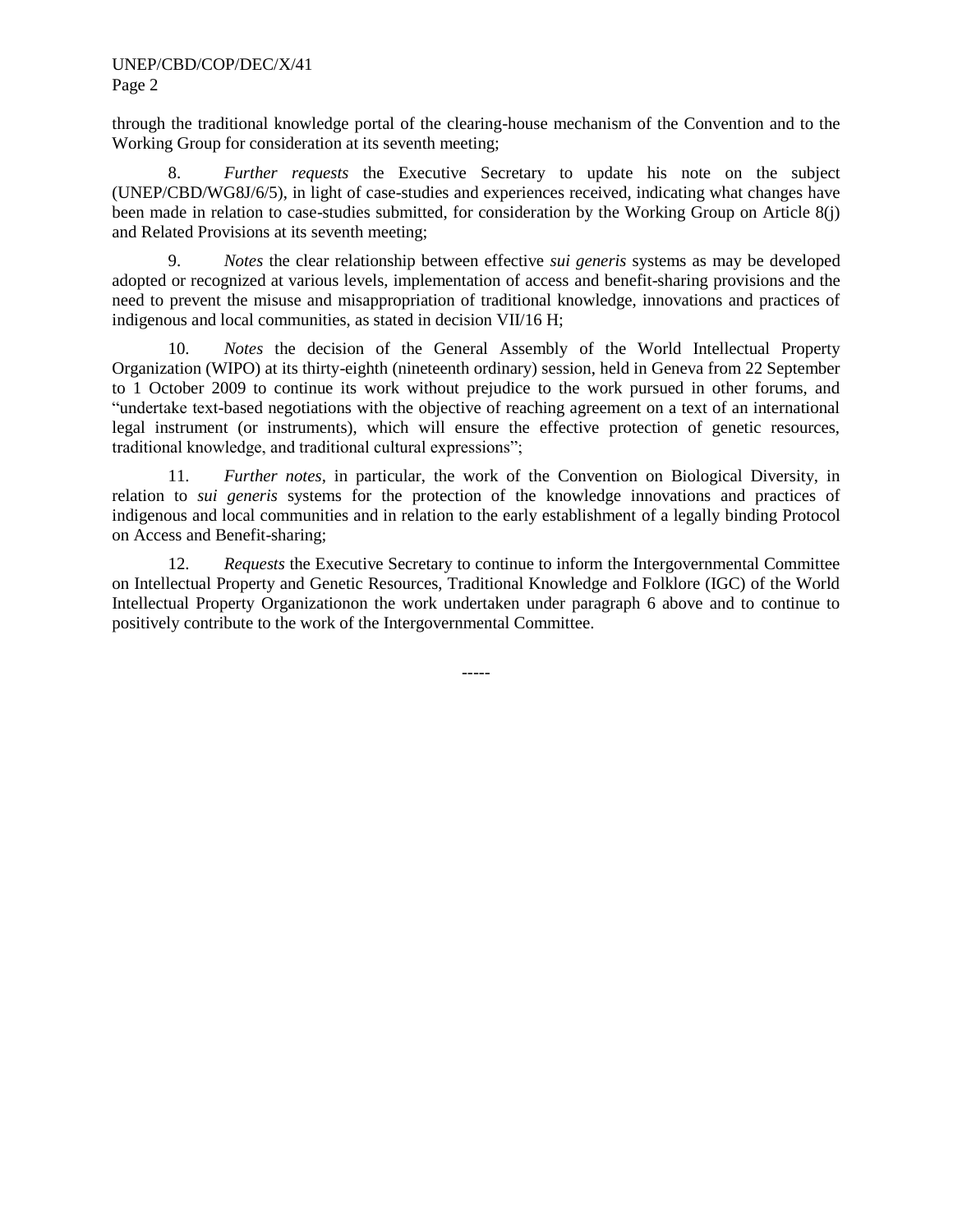through the traditional knowledge portal of the clearing-house mechanism of the Convention and to the Working Group for consideration at its seventh meeting;

8. *Further requests* the Executive Secretary to update his note on the subject (UNEP/CBD/WG8J/6/5), in light of case-studies and experiences received, indicating what changes have been made in relation to case-studies submitted, for consideration by the Working Group on Article 8(j) and Related Provisions at its seventh meeting;

9. *Notes* the clear relationship between effective *sui generis* systems as may be developed adopted or recognized at various levels, implementation of access and benefit-sharing provisions and the need to prevent the misuse and misappropriation of traditional knowledge, innovations and practices of indigenous and local communities, as stated in decision VII/16 H;

10. *Notes* the decision of the General Assembly of the World Intellectual Property Organization (WIPO) at its thirty-eighth (nineteenth ordinary) session, held in Geneva from 22 September to 1 October 2009 to continue its work without prejudice to the work pursued in other forums, and "undertake text-based negotiations with the objective of reaching agreement on a text of an international legal instrument (or instruments), which will ensure the effective protection of genetic resources, traditional knowledge, and traditional cultural expressions";

11. *Further notes*, in particular, the work of the Convention on Biological Diversity, in relation to *sui generis* systems for the protection of the knowledge innovations and practices of indigenous and local communities and in relation to the early establishment of a legally binding Protocol on Access and Benefit-sharing;

12. *Requests* the Executive Secretary to continue to inform the Intergovernmental Committee on Intellectual Property and Genetic Resources, Traditional Knowledge and Folklore (IGC) of the World Intellectual Property Organizationon the work undertaken under paragraph 6 above and to continue to positively contribute to the work of the Intergovernmental Committee.

-----